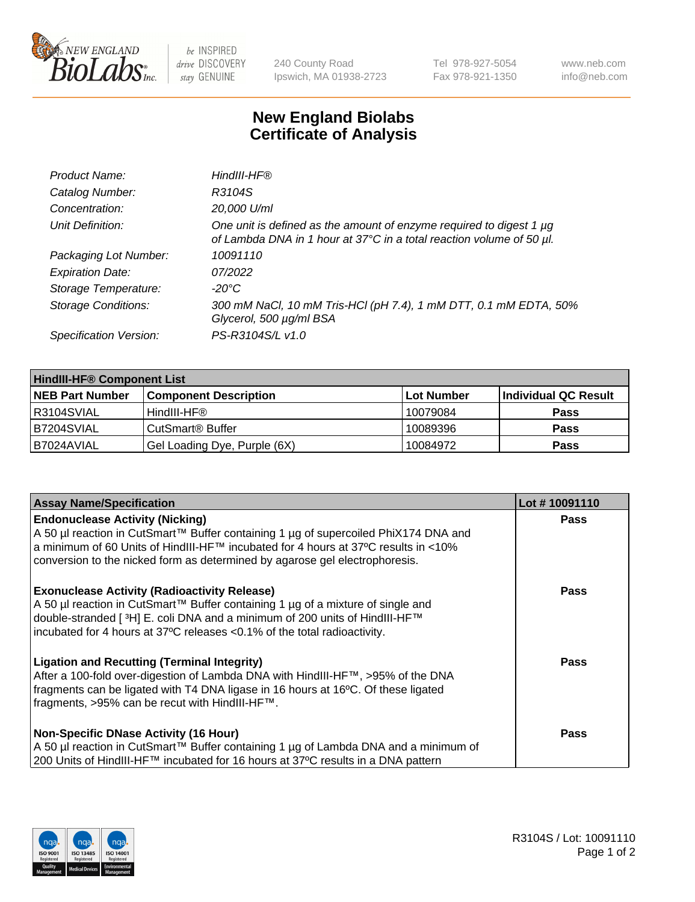NEW ENGLAND BioLabs Inc. — be INSPIRED drive DISCOVERY stay GENUINE

240 County Road
Ipswich, MA 01938-2723

Tel 978-927-5054
Fax 978-921-1350

www.neb.com
info@neb.com

# New England Biolabs
# Certificate of Analysis

| | |
|---|---|
| *Product Name:* | *HindIII-HF®* |
| *Catalog Number:* | *R3104S* |
| *Concentration:* | *20,000 U/ml* |
| *Unit Definition:* | *One unit is defined as the amount of enzyme required to digest 1 µg of Lambda DNA in 1 hour at 37°C in a total reaction volume of 50 µl.* |
| *Packaging Lot Number:* | *10091110* |
| *Expiration Date:* | *07/2022* |
| *Storage Temperature:* | *-20°C* |
| *Storage Conditions:* | *300 mM NaCl, 10 mM Tris-HCl (pH 7.4), 1 mM DTT, 0.1 mM EDTA, 50% Glycerol, 500 µg/ml BSA* |
| *Specification Version:* | *PS-R3104S/L v1.0* |

| HindIII-HF® Component List | | | |
|---|---|---|---|
| **NEB Part Number** | **Component Description** | **Lot Number** | **Individual QC Result** |
| R3104SVIAL | HindIII-HF® | 10079084 | **Pass** |
| B7204SVIAL | CutSmart® Buffer | 10089396 | **Pass** |
| B7024AVIAL | Gel Loading Dye, Purple (6X) | 10084972 | **Pass** |

| Assay Name/Specification | Lot # 10091110 |
|---|---|
| **Endonuclease Activity (Nicking)**<br>A 50 µl reaction in CutSmart™ Buffer containing 1 µg of supercoiled PhiX174 DNA and a minimum of 60 Units of HindIII-HF™ incubated for 4 hours at 37ºC results in <10% conversion to the nicked form as determined by agarose gel electrophoresis. | **Pass** |
| **Exonuclease Activity (Radioactivity Release)**<br>A 50 µl reaction in CutSmart™ Buffer containing 1 µg of a mixture of single and double-stranded [ $^{3}$H] E. coli DNA and a minimum of 200 units of HindIII-HF™ incubated for 4 hours at 37ºC releases <0.1% of the total radioactivity. | **Pass** |
| **Ligation and Recutting (Terminal Integrity)**<br>After a 100-fold over-digestion of Lambda DNA with HindIII-HF™, >95% of the DNA fragments can be ligated with T4 DNA ligase in 16 hours at 16ºC. Of these ligated fragments, >95% can be recut with HindIII-HF™. | **Pass** |
| **Non-Specific DNase Activity (16 Hour)**<br>A 50 µl reaction in CutSmart™ Buffer containing 1 µg of Lambda DNA and a minimum of 200 Units of HindIII-HF™ incubated for 16 hours at 37ºC results in a DNA pattern | **Pass** |

R3104S / Lot: 10091110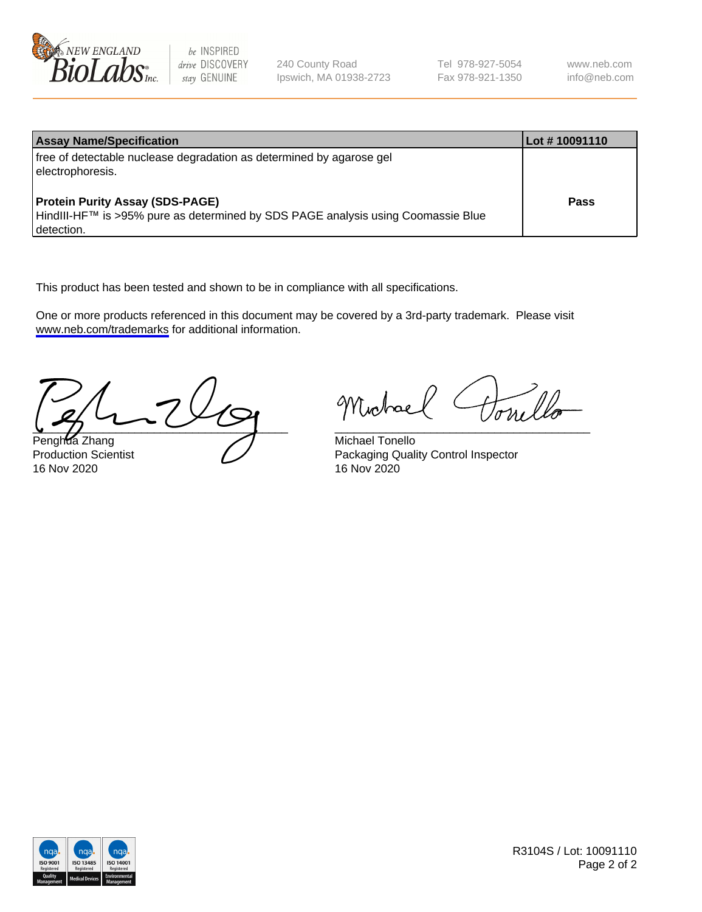| Assay Name/Specification | Lot # 10091110 |
|---|---|
| free of detectable nuclease degradation as determined by agarose gel electrophoresis. | |
| **Protein Purity Assay (SDS-PAGE)**<br>HindIII-HF™ is >95% pure as determined by SDS PAGE analysis using Coomassie Blue detection. | **Pass** |

This product has been tested and shown to be in compliance with all specifications.

One or more products referenced in this document may be covered by a 3rd-party trademark. Please visit www.neb.com/trademarks for additional information.

Penghua Zhang
Production Scientist
16 Nov 2020

Michael Tonello
Packaging Quality Control Inspector
16 Nov 2020

R3104S / Lot: 10091110